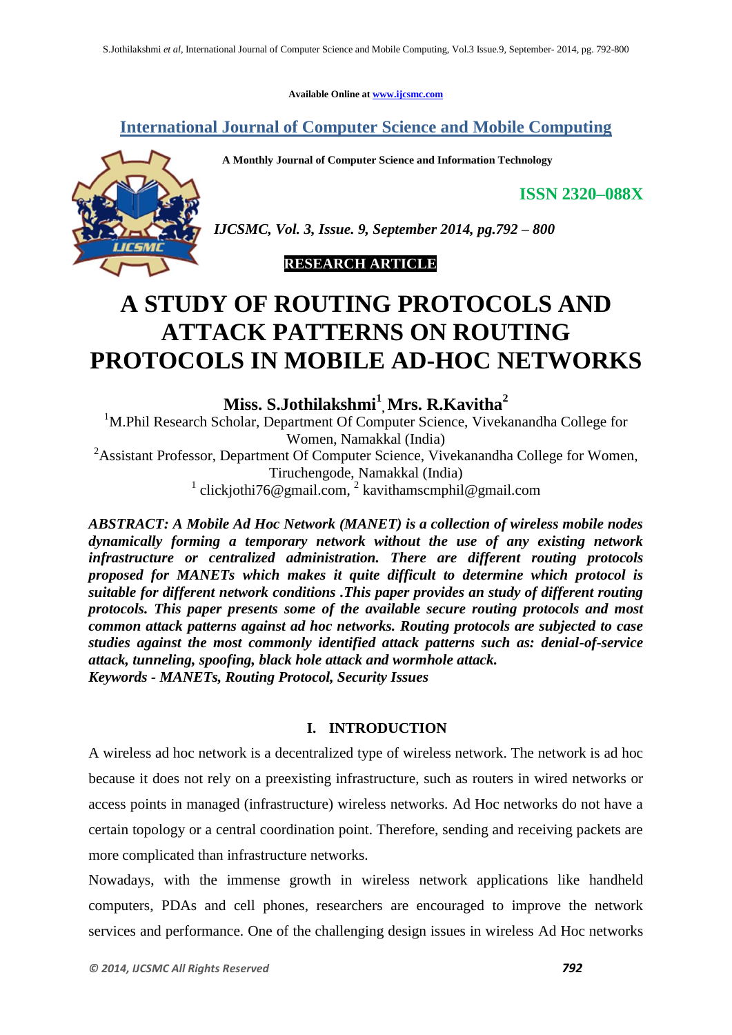Available Online at www.ijcsmc.com

# International Journal of Computer Science and Mobile Computing

**A Monthly Journal of Computer Science and Information Technology**

**ISSN 2320–088X**

***IJCSMC, Vol. 3, Issue. 9, September 2014, pg.792 – 800***

**RESEARCH ARTICLE**

# A STUDY OF ROUTING PROTOCOLS AND ATTACK PATTERNS ON ROUTING PROTOCOLS IN MOBILE AD-HOC NETWORKS

**Miss. S.Jothilakshmi[1], Mrs. R.Kavitha[2]**

[1]M.Phil Research Scholar, Department Of Computer Science, Vivekanandha College for Women, Namakkal (India)

[2]Assistant Professor, Department Of Computer Science, Vivekanandha College for Women, Tiruchengode, Namakkal (India)

[1] clickjothi76@gmail.com, [2] kavithamscmphil@gmail.com

***ABSTRACT: A Mobile Ad Hoc Network (MANET) is a collection of wireless mobile nodes dynamically forming a temporary network without the use of any existing network infrastructure or centralized administration. There are different routing protocols proposed for MANETs which makes it quite difficult to determine which protocol is suitable for different network conditions .This paper provides an study of different routing protocols. This paper presents some of the available secure routing protocols and most common attack patterns against ad hoc networks. Routing protocols are subjected to case studies against the most commonly identified attack patterns such as: denial-of-service attack, tunneling, spoofing, black hole attack and wormhole attack.***

***Keywords - MANETs, Routing Protocol, Security Issues***

## I. INTRODUCTION

A wireless ad hoc network is a decentralized type of wireless network. The network is ad hoc because it does not rely on a preexisting infrastructure, such as routers in wired networks or access points in managed (infrastructure) wireless networks. Ad Hoc networks do not have a certain topology or a central coordination point. Therefore, sending and receiving packets are more complicated than infrastructure networks.

Nowadays, with the immense growth in wireless network applications like handheld computers, PDAs and cell phones, researchers are encouraged to improve the network services and performance. One of the challenging design issues in wireless Ad Hoc networks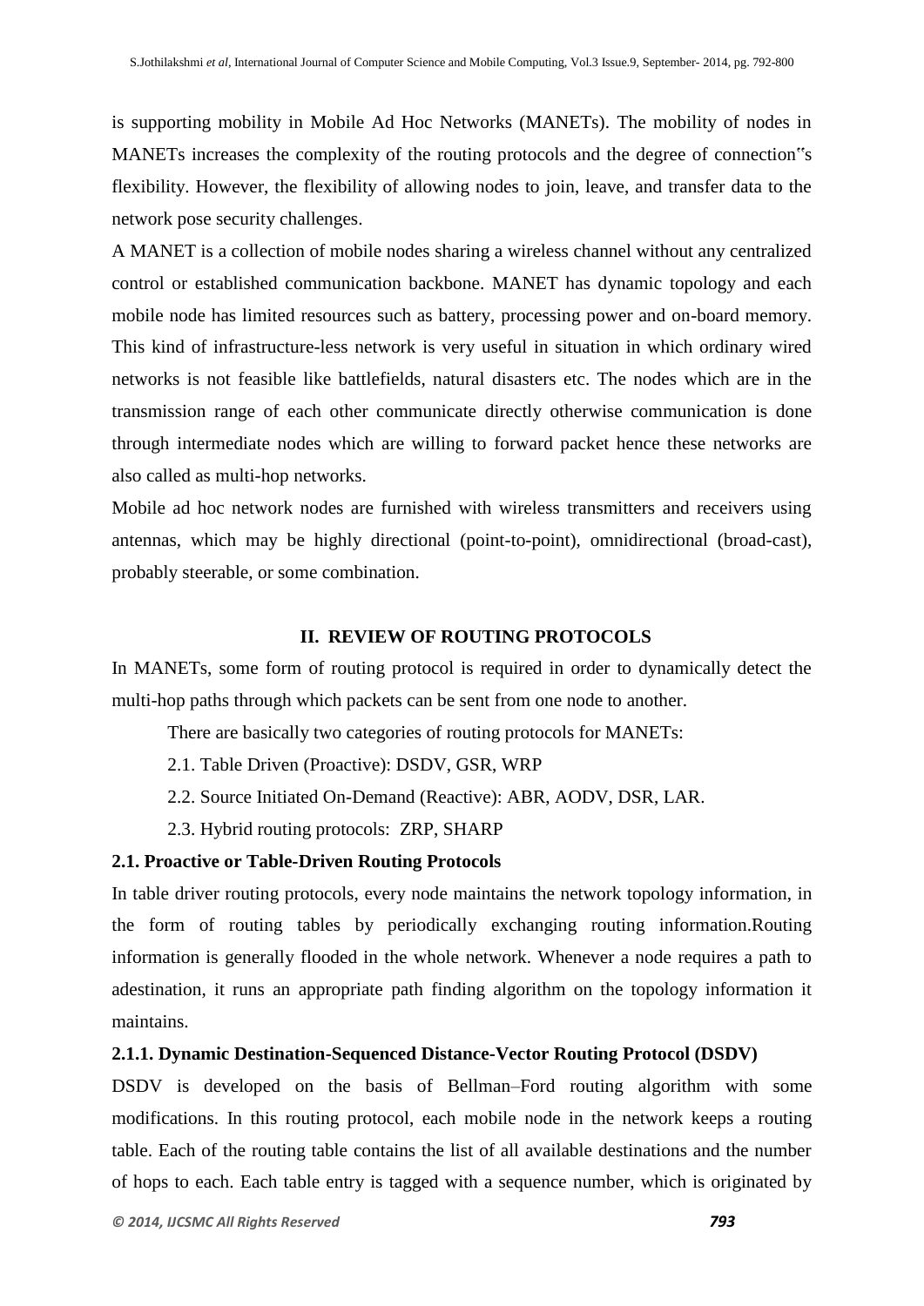is supporting mobility in Mobile Ad Hoc Networks (MANETs). The mobility of nodes in MANETs increases the complexity of the routing protocols and the degree of connection‟s flexibility. However, the flexibility of allowing nodes to join, leave, and transfer data to the network pose security challenges.

A MANET is a collection of mobile nodes sharing a wireless channel without any centralized control or established communication backbone. MANET has dynamic topology and each mobile node has limited resources such as battery, processing power and on-board memory. This kind of infrastructure-less network is very useful in situation in which ordinary wired networks is not feasible like battlefields, natural disasters etc. The nodes which are in the transmission range of each other communicate directly otherwise communication is done through intermediate nodes which are willing to forward packet hence these networks are also called as multi-hop networks.

Mobile ad hoc network nodes are furnished with wireless transmitters and receivers using antennas, which may be highly directional (point-to-point), omnidirectional (broad-cast), probably steerable, or some combination.

## II. REVIEW OF ROUTING PROTOCOLS

In MANETs, some form of routing protocol is required in order to dynamically detect the multi-hop paths through which packets can be sent from one node to another.

There are basically two categories of routing protocols for MANETs:

2.1. Table Driven (Proactive): DSDV, GSR, WRP

2.2. Source Initiated On-Demand (Reactive): ABR, AODV, DSR, LAR.

2.3. Hybrid routing protocols: ZRP, SHARP

### 2.1. Proactive or Table-Driven Routing Protocols

In table driver routing protocols, every node maintains the network topology information, in the form of routing tables by periodically exchanging routing information.Routing information is generally flooded in the whole network. Whenever a node requires a path to adestination, it runs an appropriate path finding algorithm on the topology information it maintains.

#### 2.1.1. Dynamic Destination-Sequenced Distance-Vector Routing Protocol (DSDV)

DSDV is developed on the basis of Bellman–Ford routing algorithm with some modifications. In this routing protocol, each mobile node in the network keeps a routing table. Each of the routing table contains the list of all available destinations and the number of hops to each. Each table entry is tagged with a sequence number, which is originated by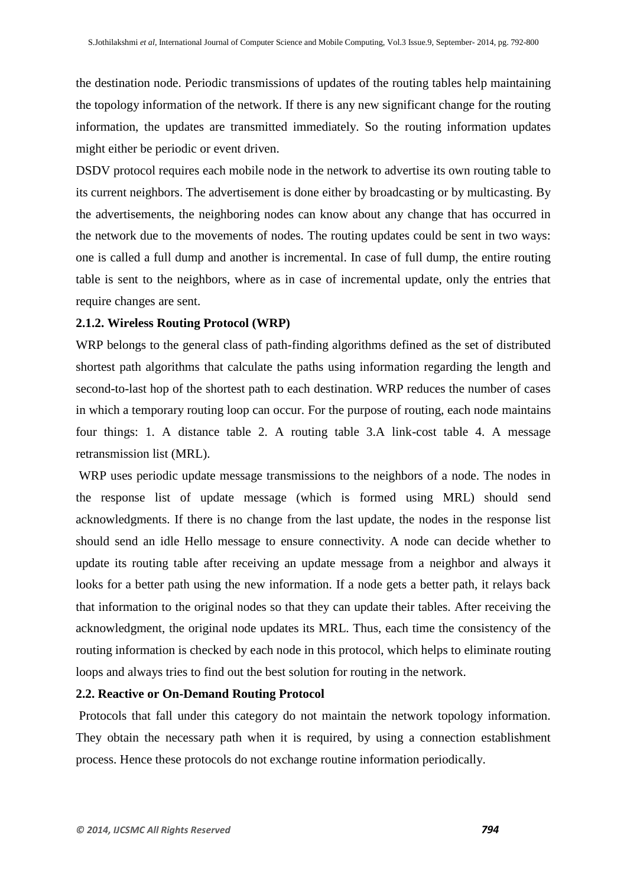the destination node. Periodic transmissions of updates of the routing tables help maintaining the topology information of the network. If there is any new significant change for the routing information, the updates are transmitted immediately. So the routing information updates might either be periodic or event driven.

DSDV protocol requires each mobile node in the network to advertise its own routing table to its current neighbors. The advertisement is done either by broadcasting or by multicasting. By the advertisements, the neighboring nodes can know about any change that has occurred in the network due to the movements of nodes. The routing updates could be sent in two ways: one is called a full dump and another is incremental. In case of full dump, the entire routing table is sent to the neighbors, where as in case of incremental update, only the entries that require changes are sent.

### 2.1.2. Wireless Routing Protocol (WRP)

WRP belongs to the general class of path-finding algorithms defined as the set of distributed shortest path algorithms that calculate the paths using information regarding the length and second-to-last hop of the shortest path to each destination. WRP reduces the number of cases in which a temporary routing loop can occur. For the purpose of routing, each node maintains four things: 1. A distance table 2. A routing table 3.A link-cost table 4. A message retransmission list (MRL).

WRP uses periodic update message transmissions to the neighbors of a node. The nodes in the response list of update message (which is formed using MRL) should send acknowledgments. If there is no change from the last update, the nodes in the response list should send an idle Hello message to ensure connectivity. A node can decide whether to update its routing table after receiving an update message from a neighbor and always it looks for a better path using the new information. If a node gets a better path, it relays back that information to the original nodes so that they can update their tables. After receiving the acknowledgment, the original node updates its MRL. Thus, each time the consistency of the routing information is checked by each node in this protocol, which helps to eliminate routing loops and always tries to find out the best solution for routing in the network.

## 2.2. Reactive or On-Demand Routing Protocol

Protocols that fall under this category do not maintain the network topology information. They obtain the necessary path when it is required, by using a connection establishment process. Hence these protocols do not exchange routine information periodically.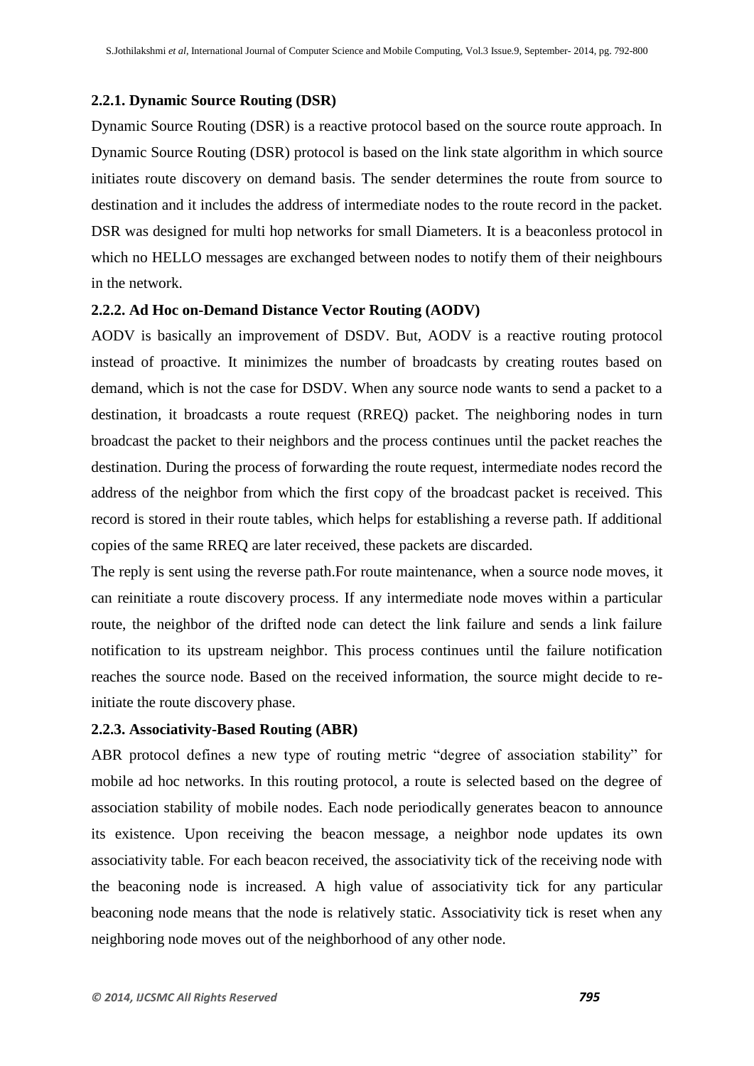### 2.2.1. Dynamic Source Routing (DSR)

Dynamic Source Routing (DSR) is a reactive protocol based on the source route approach. In Dynamic Source Routing (DSR) protocol is based on the link state algorithm in which source initiates route discovery on demand basis. The sender determines the route from source to destination and it includes the address of intermediate nodes to the route record in the packet. DSR was designed for multi hop networks for small Diameters. It is a beaconless protocol in which no HELLO messages are exchanged between nodes to notify them of their neighbours in the network.

### 2.2.2. Ad Hoc on-Demand Distance Vector Routing (AODV)

AODV is basically an improvement of DSDV. But, AODV is a reactive routing protocol instead of proactive. It minimizes the number of broadcasts by creating routes based on demand, which is not the case for DSDV. When any source node wants to send a packet to a destination, it broadcasts a route request (RREQ) packet. The neighboring nodes in turn broadcast the packet to their neighbors and the process continues until the packet reaches the destination. During the process of forwarding the route request, intermediate nodes record the address of the neighbor from which the first copy of the broadcast packet is received. This record is stored in their route tables, which helps for establishing a reverse path. If additional copies of the same RREQ are later received, these packets are discarded.

The reply is sent using the reverse path.For route maintenance, when a source node moves, it can reinitiate a route discovery process. If any intermediate node moves within a particular route, the neighbor of the drifted node can detect the link failure and sends a link failure notification to its upstream neighbor. This process continues until the failure notification reaches the source node. Based on the received information, the source might decide to re-initiate the route discovery phase.

### 2.2.3. Associativity-Based Routing (ABR)

ABR protocol defines a new type of routing metric "degree of association stability" for mobile ad hoc networks. In this routing protocol, a route is selected based on the degree of association stability of mobile nodes. Each node periodically generates beacon to announce its existence. Upon receiving the beacon message, a neighbor node updates its own associativity table. For each beacon received, the associativity tick of the receiving node with the beaconing node is increased. A high value of associativity tick for any particular beaconing node means that the node is relatively static. Associativity tick is reset when any neighboring node moves out of the neighborhood of any other node.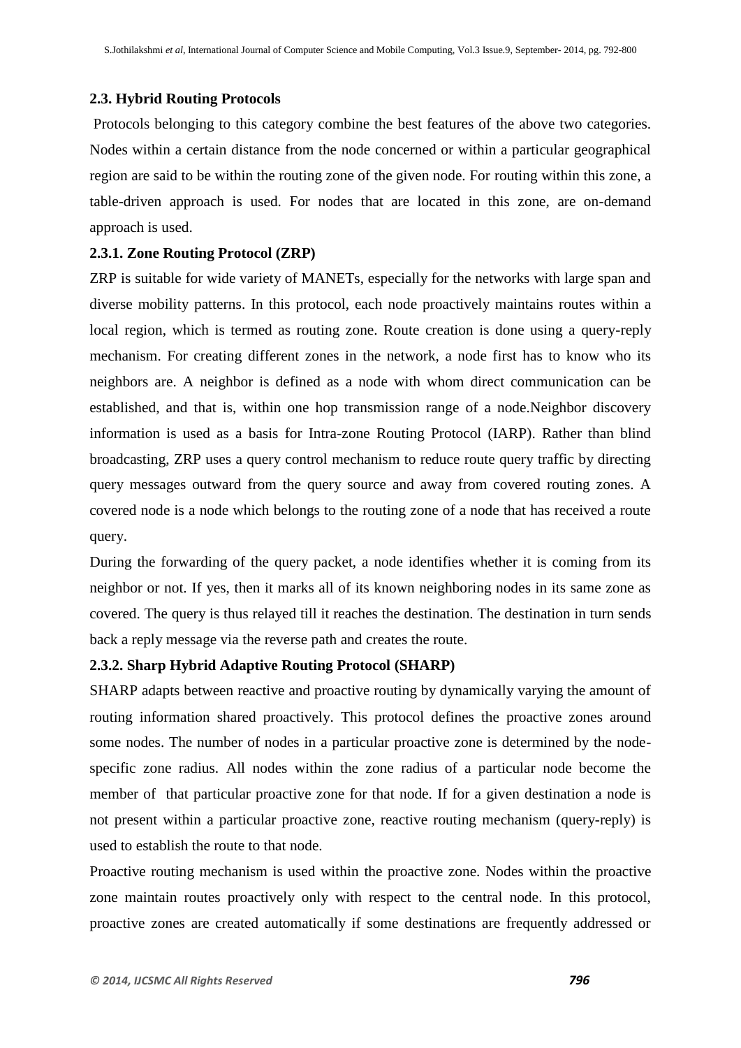### 2.3. Hybrid Routing Protocols

Protocols belonging to this category combine the best features of the above two categories. Nodes within a certain distance from the node concerned or within a particular geographical region are said to be within the routing zone of the given node. For routing within this zone, a table-driven approach is used. For nodes that are located in this zone, are on-demand approach is used.

#### 2.3.1. Zone Routing Protocol (ZRP)

ZRP is suitable for wide variety of MANETs, especially for the networks with large span and diverse mobility patterns. In this protocol, each node proactively maintains routes within a local region, which is termed as routing zone. Route creation is done using a query-reply mechanism. For creating different zones in the network, a node first has to know who its neighbors are. A neighbor is defined as a node with whom direct communication can be established, and that is, within one hop transmission range of a node.Neighbor discovery information is used as a basis for Intra-zone Routing Protocol (IARP). Rather than blind broadcasting, ZRP uses a query control mechanism to reduce route query traffic by directing query messages outward from the query source and away from covered routing zones. A covered node is a node which belongs to the routing zone of a node that has received a route query.

During the forwarding of the query packet, a node identifies whether it is coming from its neighbor or not. If yes, then it marks all of its known neighboring nodes in its same zone as covered. The query is thus relayed till it reaches the destination. The destination in turn sends back a reply message via the reverse path and creates the route.

#### 2.3.2. Sharp Hybrid Adaptive Routing Protocol (SHARP)

SHARP adapts between reactive and proactive routing by dynamically varying the amount of routing information shared proactively. This protocol defines the proactive zones around some nodes. The number of nodes in a particular proactive zone is determined by the node-specific zone radius. All nodes within the zone radius of a particular node become the member of that particular proactive zone for that node. If for a given destination a node is not present within a particular proactive zone, reactive routing mechanism (query-reply) is used to establish the route to that node.

Proactive routing mechanism is used within the proactive zone. Nodes within the proactive zone maintain routes proactively only with respect to the central node. In this protocol, proactive zones are created automatically if some destinations are frequently addressed or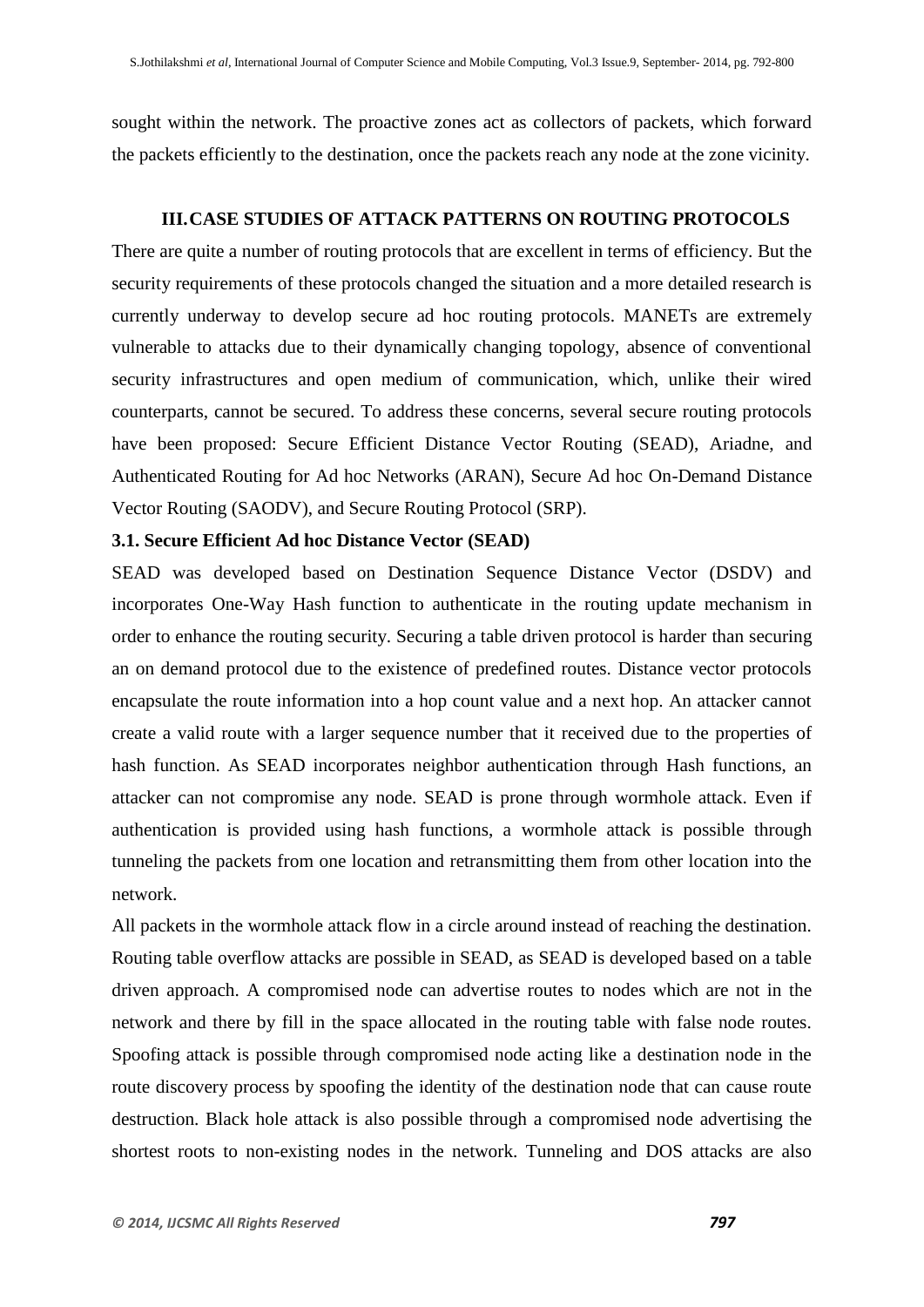sought within the network. The proactive zones act as collectors of packets, which forward the packets efficiently to the destination, once the packets reach any node at the zone vicinity.

## III. CASE STUDIES OF ATTACK PATTERNS ON ROUTING PROTOCOLS

There are quite a number of routing protocols that are excellent in terms of efficiency. But the security requirements of these protocols changed the situation and a more detailed research is currently underway to develop secure ad hoc routing protocols. MANETs are extremely vulnerable to attacks due to their dynamically changing topology, absence of conventional security infrastructures and open medium of communication, which, unlike their wired counterparts, cannot be secured. To address these concerns, several secure routing protocols have been proposed: Secure Efficient Distance Vector Routing (SEAD), Ariadne, and Authenticated Routing for Ad hoc Networks (ARAN), Secure Ad hoc On-Demand Distance Vector Routing (SAODV), and Secure Routing Protocol (SRP).

### 3.1. Secure Efficient Ad hoc Distance Vector (SEAD)

SEAD was developed based on Destination Sequence Distance Vector (DSDV) and incorporates One-Way Hash function to authenticate in the routing update mechanism in order to enhance the routing security. Securing a table driven protocol is harder than securing an on demand protocol due to the existence of predefined routes. Distance vector protocols encapsulate the route information into a hop count value and a next hop. An attacker cannot create a valid route with a larger sequence number that it received due to the properties of hash function. As SEAD incorporates neighbor authentication through Hash functions, an attacker can not compromise any node. SEAD is prone through wormhole attack. Even if authentication is provided using hash functions, a wormhole attack is possible through tunneling the packets from one location and retransmitting them from other location into the network.

All packets in the wormhole attack flow in a circle around instead of reaching the destination. Routing table overflow attacks are possible in SEAD, as SEAD is developed based on a table driven approach. A compromised node can advertise routes to nodes which are not in the network and there by fill in the space allocated in the routing table with false node routes. Spoofing attack is possible through compromised node acting like a destination node in the route discovery process by spoofing the identity of the destination node that can cause route destruction. Black hole attack is also possible through a compromised node advertising the shortest roots to non-existing nodes in the network. Tunneling and DOS attacks are also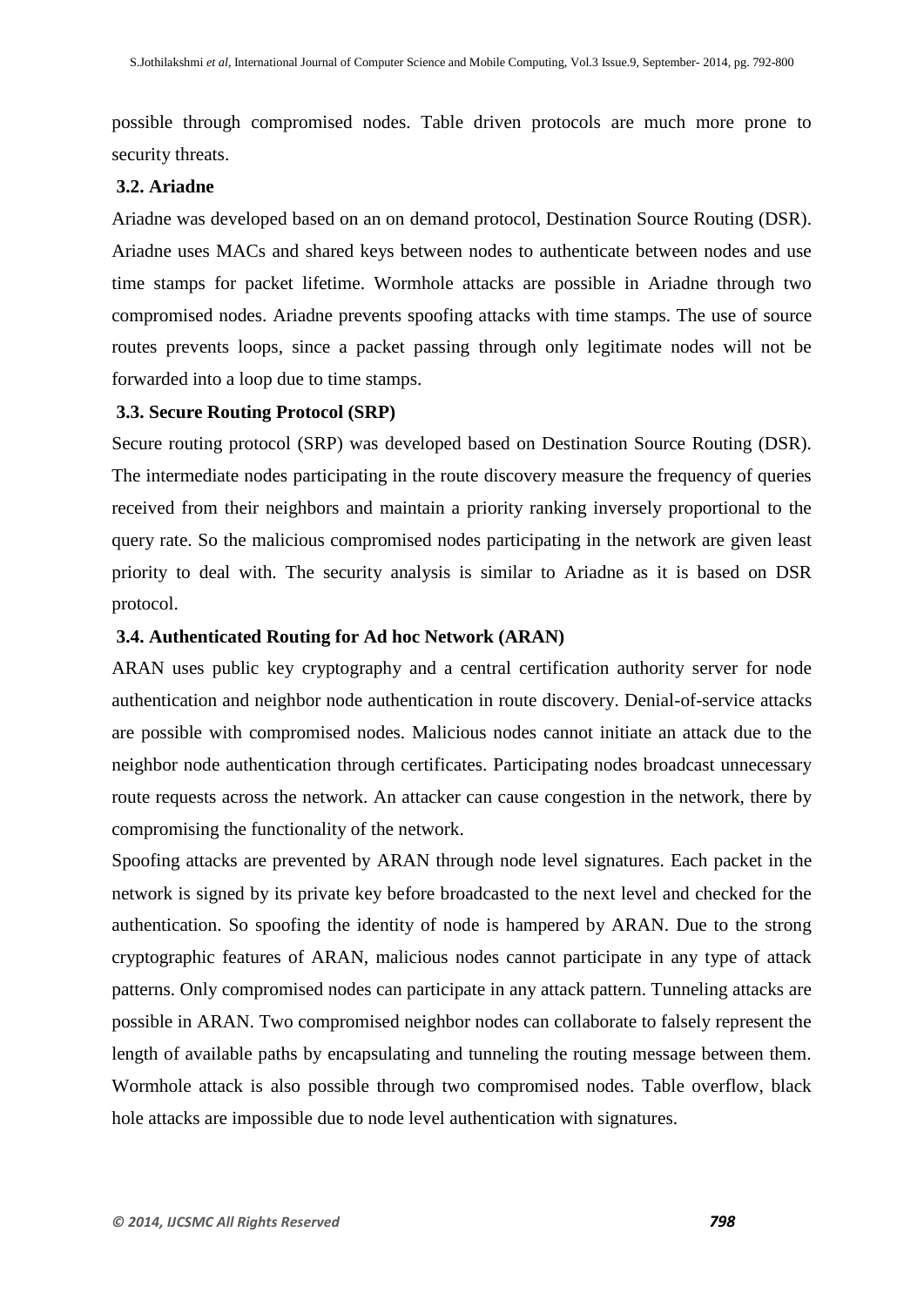possible through compromised nodes. Table driven protocols are much more prone to security threats.

### 3.2. Ariadne

Ariadne was developed based on an on demand protocol, Destination Source Routing (DSR). Ariadne uses MACs and shared keys between nodes to authenticate between nodes and use time stamps for packet lifetime. Wormhole attacks are possible in Ariadne through two compromised nodes. Ariadne prevents spoofing attacks with time stamps. The use of source routes prevents loops, since a packet passing through only legitimate nodes will not be forwarded into a loop due to time stamps.

### 3.3. Secure Routing Protocol (SRP)

Secure routing protocol (SRP) was developed based on Destination Source Routing (DSR). The intermediate nodes participating in the route discovery measure the frequency of queries received from their neighbors and maintain a priority ranking inversely proportional to the query rate. So the malicious compromised nodes participating in the network are given least priority to deal with. The security analysis is similar to Ariadne as it is based on DSR protocol.

### 3.4. Authenticated Routing for Ad hoc Network (ARAN)

ARAN uses public key cryptography and a central certification authority server for node authentication and neighbor node authentication in route discovery. Denial-of-service attacks are possible with compromised nodes. Malicious nodes cannot initiate an attack due to the neighbor node authentication through certificates. Participating nodes broadcast unnecessary route requests across the network. An attacker can cause congestion in the network, there by compromising the functionality of the network.

Spoofing attacks are prevented by ARAN through node level signatures. Each packet in the network is signed by its private key before broadcasted to the next level and checked for the authentication. So spoofing the identity of node is hampered by ARAN. Due to the strong cryptographic features of ARAN, malicious nodes cannot participate in any type of attack patterns. Only compromised nodes can participate in any attack pattern. Tunneling attacks are possible in ARAN. Two compromised neighbor nodes can collaborate to falsely represent the length of available paths by encapsulating and tunneling the routing message between them. Wormhole attack is also possible through two compromised nodes. Table overflow, black hole attacks are impossible due to node level authentication with signatures.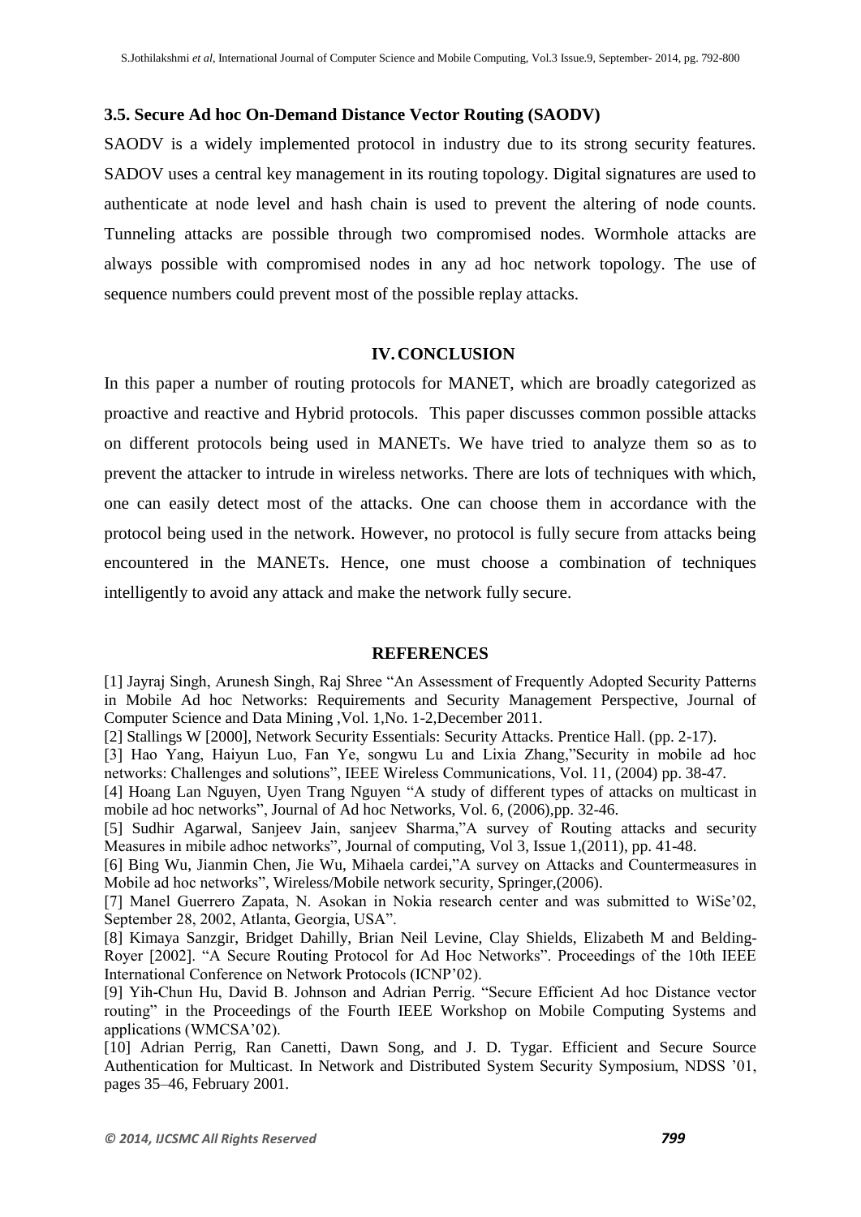### 3.5. Secure Ad hoc On-Demand Distance Vector Routing (SAODV)

SAODV is a widely implemented protocol in industry due to its strong security features. SADOV uses a central key management in its routing topology. Digital signatures are used to authenticate at node level and hash chain is used to prevent the altering of node counts. Tunneling attacks are possible through two compromised nodes. Wormhole attacks are always possible with compromised nodes in any ad hoc network topology. The use of sequence numbers could prevent most of the possible replay attacks.

## IV. CONCLUSION

In this paper a number of routing protocols for MANET, which are broadly categorized as proactive and reactive and Hybrid protocols. This paper discusses common possible attacks on different protocols being used in MANETs. We have tried to analyze them so as to prevent the attacker to intrude in wireless networks. There are lots of techniques with which, one can easily detect most of the attacks. One can choose them in accordance with the protocol being used in the network. However, no protocol is fully secure from attacks being encountered in the MANETs. Hence, one must choose a combination of techniques intelligently to avoid any attack and make the network fully secure.

## REFERENCES

[1] Jayraj Singh, Arunesh Singh, Raj Shree "An Assessment of Frequently Adopted Security Patterns in Mobile Ad hoc Networks: Requirements and Security Management Perspective, Journal of Computer Science and Data Mining ,Vol. 1,No. 1-2,December 2011.

[2] Stallings W [2000], Network Security Essentials: Security Attacks. Prentice Hall. (pp. 2-17).

[3] Hao Yang, Haiyun Luo, Fan Ye, songwu Lu and Lixia Zhang,"Security in mobile ad hoc networks: Challenges and solutions", IEEE Wireless Communications, Vol. 11, (2004) pp. 38-47.

[4] Hoang Lan Nguyen, Uyen Trang Nguyen "A study of different types of attacks on multicast in mobile ad hoc networks", Journal of Ad hoc Networks, Vol. 6, (2006),pp. 32-46.

[5] Sudhir Agarwal, Sanjeev Jain, sanjeev Sharma,"A survey of Routing attacks and security Measures in mibile adhoc networks", Journal of computing, Vol 3, Issue 1,(2011), pp. 41-48.

[6] Bing Wu, Jianmin Chen, Jie Wu, Mihaela cardei,"A survey on Attacks and Countermeasures in Mobile ad hoc networks", Wireless/Mobile network security, Springer,(2006).

[7] Manel Guerrero Zapata, N. Asokan in Nokia research center and was submitted to WiSe'02, September 28, 2002, Atlanta, Georgia, USA".

[8] Kimaya Sanzgir, Bridget Dahilly, Brian Neil Levine, Clay Shields, Elizabeth M and Belding-Royer [2002]. "A Secure Routing Protocol for Ad Hoc Networks". Proceedings of the 10th IEEE International Conference on Network Protocols (ICNP'02).

[9] Yih-Chun Hu, David B. Johnson and Adrian Perrig. "Secure Efficient Ad hoc Distance vector routing" in the Proceedings of the Fourth IEEE Workshop on Mobile Computing Systems and applications (WMCSA'02).

[10] Adrian Perrig, Ran Canetti, Dawn Song, and J. D. Tygar. Efficient and Secure Source Authentication for Multicast. In Network and Distributed System Security Symposium, NDSS '01, pages 35–46, February 2001.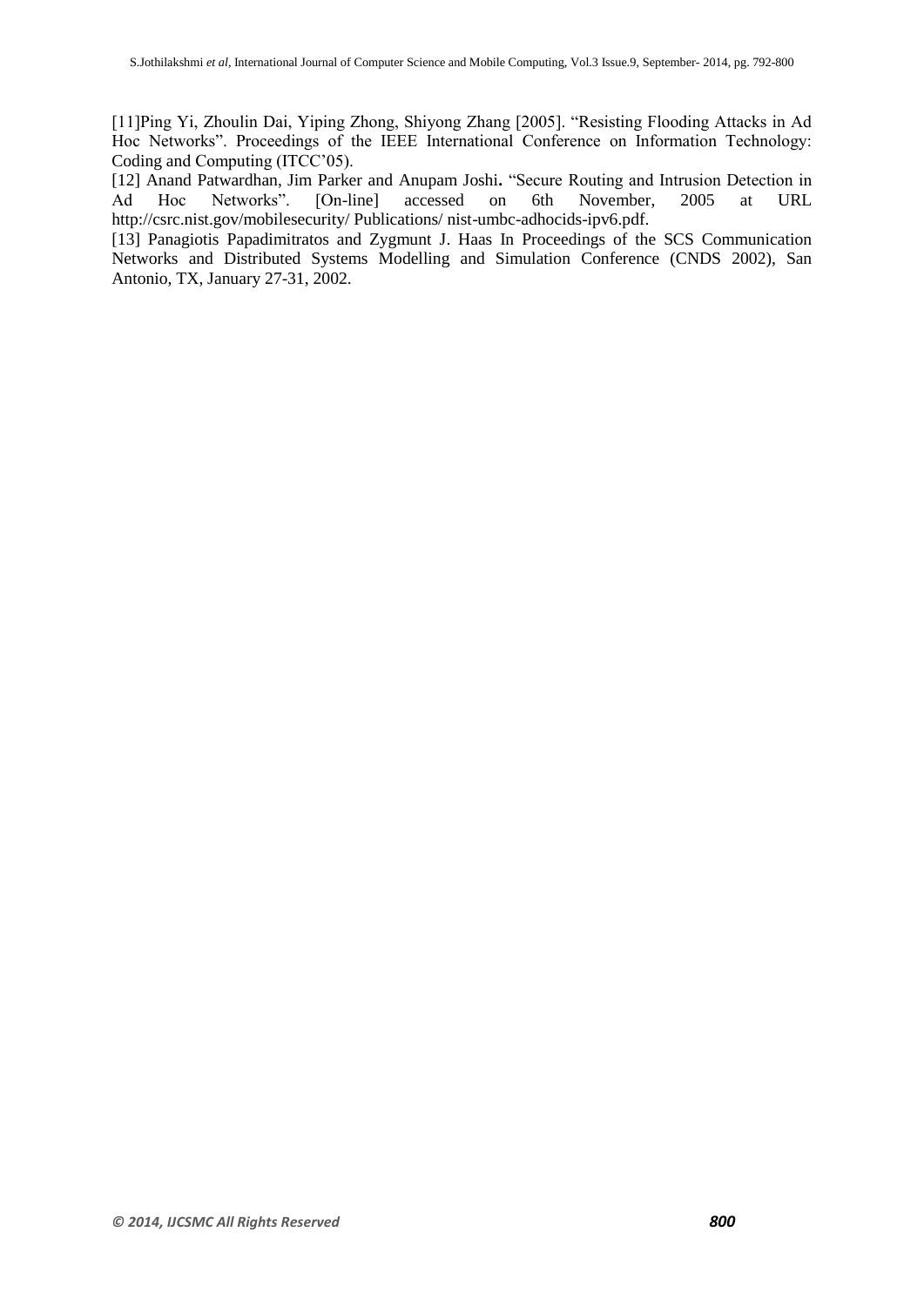[11]Ping Yi, Zhoulin Dai, Yiping Zhong, Shiyong Zhang [2005]. "Resisting Flooding Attacks in Ad Hoc Networks". Proceedings of the IEEE International Conference on Information Technology: Coding and Computing (ITCC'05).

[12] Anand Patwardhan, Jim Parker and Anupam Joshi**.** "Secure Routing and Intrusion Detection in Ad Hoc Networks". [On-line] accessed on 6th November, 2005 at URL http://csrc.nist.gov/mobilesecurity/ Publications/ nist-umbc-adhocids-ipv6.pdf.

[13] Panagiotis Papadimitratos and Zygmunt J. Haas In Proceedings of the SCS Communication Networks and Distributed Systems Modelling and Simulation Conference (CNDS 2002), San Antonio, TX, January 27-31, 2002.